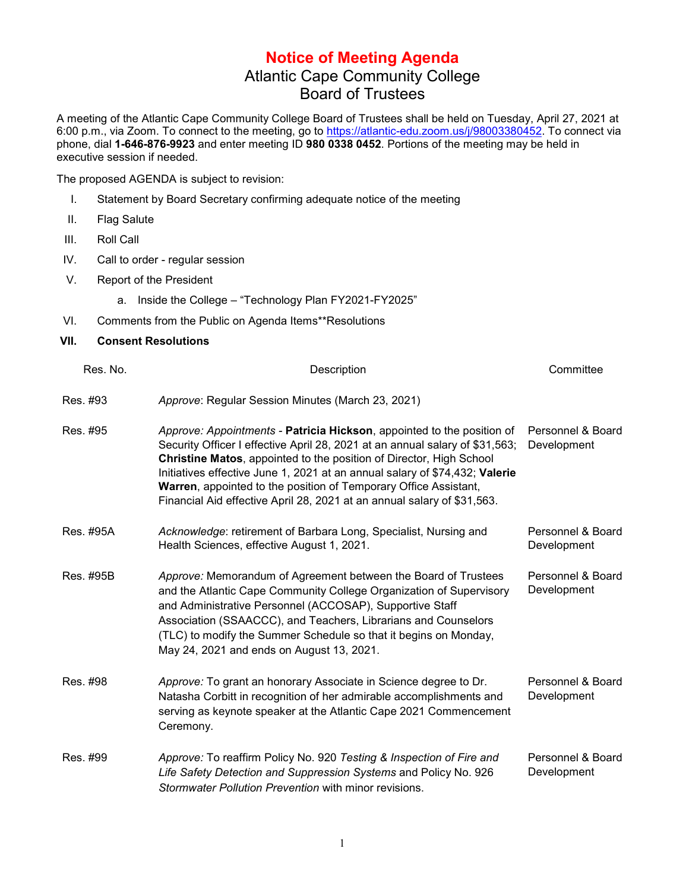# Notice of Meeting Agenda

## Atlantic Cape Community College
## Board of Trustees

A meeting of the Atlantic Cape Community College Board of Trustees shall be held on Tuesday, April 27, 2021 at 6:00 p.m., via Zoom. To connect to the meeting, go to https://atlantic-edu.zoom.us/j/98003380452. To connect via phone, dial **1-646-876-9923** and enter meeting ID **980 0338 0452**. Portions of the meeting may be held in executive session if needed.

The proposed AGENDA is subject to revision:

I. Statement by Board Secretary confirming adequate notice of the meeting

II. Flag Salute

III. Roll Call

IV. Call to order - regular session

V. Report of the President

  a. Inside the College – "Technology Plan FY2021-FY2025"

VI. Comments from the Public on Agenda Items**Resolutions

**VII. Consent Resolutions**

| Res. No. | Description | Committee |
|---|---|---|
| Res. #93 | *Approve*: Regular Session Minutes (March 23, 2021) | |
| Res. #95 | *Approve: Appointments* - **Patricia Hickson**, appointed to the position of Security Officer I effective April 28, 2021 at an annual salary of $31,563; **Christine Matos**, appointed to the position of Director, High School Initiatives effective June 1, 2021 at an annual salary of $74,432; **Valerie Warren**, appointed to the position of Temporary Office Assistant, Financial Aid effective April 28, 2021 at an annual salary of $31,563. | Personnel & Board Development |
| Res. #95A | *Acknowledge*: retirement of Barbara Long, Specialist, Nursing and Health Sciences, effective August 1, 2021. | Personnel & Board Development |
| Res. #95B | *Approve:* Memorandum of Agreement between the Board of Trustees and the Atlantic Cape Community College Organization of Supervisory and Administrative Personnel (ACCOSAP), Supportive Staff Association (SSAACCC), and Teachers, Librarians and Counselors (TLC) to modify the Summer Schedule so that it begins on Monday, May 24, 2021 and ends on August 13, 2021. | Personnel & Board Development |
| Res. #98 | *Approve:* To grant an honorary Associate in Science degree to Dr. Natasha Corbitt in recognition of her admirable accomplishments and serving as keynote speaker at the Atlantic Cape 2021 Commencement Ceremony. | Personnel & Board Development |
| Res. #99 | *Approve:* To reaffirm Policy No. 920 *Testing & Inspection of Fire and Life Safety Detection and Suppression Systems* and Policy No. 926 *Stormwater Pollution Prevention* with minor revisions. | Personnel & Board Development |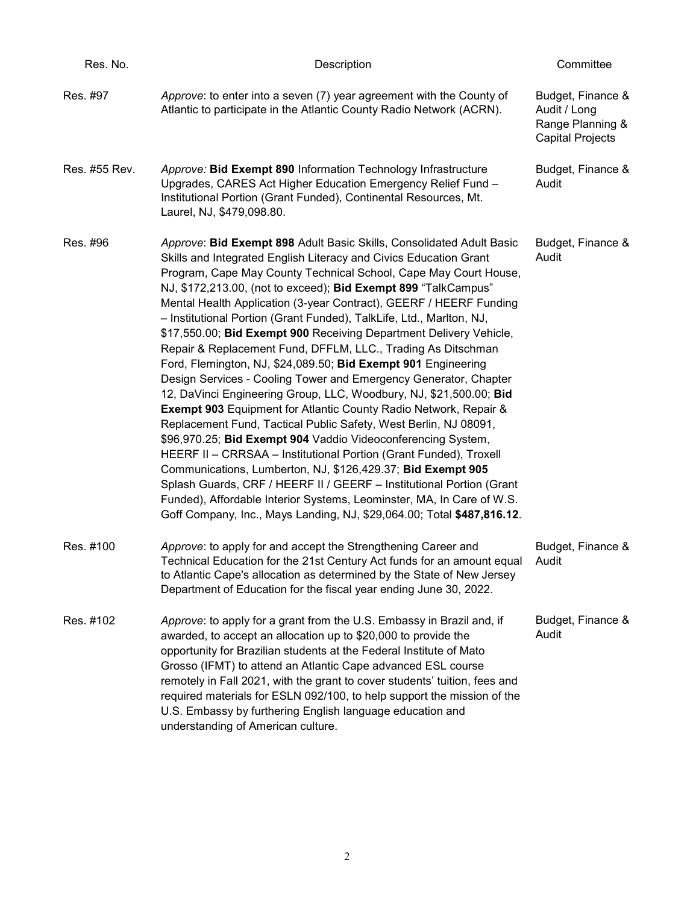| Res. No. | Description | Committee |
|---|---|---|
| Res. #97 | *Approve*: to enter into a seven (7) year agreement with the County of Atlantic to participate in the Atlantic County Radio Network (ACRN). | Budget, Finance & Audit / Long Range Planning & Capital Projects |
| Res. #55 Rev. | *Approve:* **Bid Exempt 890** Information Technology Infrastructure Upgrades, CARES Act Higher Education Emergency Relief Fund – Institutional Portion (Grant Funded), Continental Resources, Mt. Laurel, NJ, $479,098.80. | Budget, Finance & Audit |
| Res. #96 | *Approve*: **Bid Exempt 898** Adult Basic Skills, Consolidated Adult Basic Skills and Integrated English Literacy and Civics Education Grant Program, Cape May County Technical School, Cape May Court House, NJ, $172,213.00, (not to exceed); **Bid Exempt 899** "TalkCampus" Mental Health Application (3-year Contract), GEERF / HEERF Funding – Institutional Portion (Grant Funded), TalkLife, Ltd., Marlton, NJ, $17,550.00; **Bid Exempt 900** Receiving Department Delivery Vehicle, Repair & Replacement Fund, DFFLM, LLC., Trading As Ditschman Ford, Flemington, NJ, $24,089.50; **Bid Exempt 901** Engineering Design Services - Cooling Tower and Emergency Generator, Chapter 12, DaVinci Engineering Group, LLC, Woodbury, NJ, $21,500.00; **Bid Exempt 903** Equipment for Atlantic County Radio Network, Repair & Replacement Fund, Tactical Public Safety, West Berlin, NJ 08091, $96,970.25; **Bid Exempt 904** Vaddio Videoconferencing System, HEERF II – CRRSAA – Institutional Portion (Grant Funded), Troxell Communications, Lumberton, NJ, $126,429.37; **Bid Exempt 905** Splash Guards, CRF / HEERF II / GEERF – Institutional Portion (Grant Funded), Affordable Interior Systems, Leominster, MA, In Care of W.S. Goff Company, Inc., Mays Landing, NJ, $29,064.00; Total **$487,816.12**. | Budget, Finance & Audit |
| Res. #100 | *Approve*: to apply for and accept the Strengthening Career and Technical Education for the 21st Century Act funds for an amount equal to Atlantic Cape's allocation as determined by the State of New Jersey Department of Education for the fiscal year ending June 30, 2022. | Budget, Finance & Audit |
| Res. #102 | *Approve*: to apply for a grant from the U.S. Embassy in Brazil and, if awarded, to accept an allocation up to $20,000 to provide the opportunity for Brazilian students at the Federal Institute of Mato Grosso (IFMT) to attend an Atlantic Cape advanced ESL course remotely in Fall 2021, with the grant to cover students' tuition, fees and required materials for ESLN 092/100, to help support the mission of the U.S. Embassy by furthering English language education and understanding of American culture. | Budget, Finance & Audit |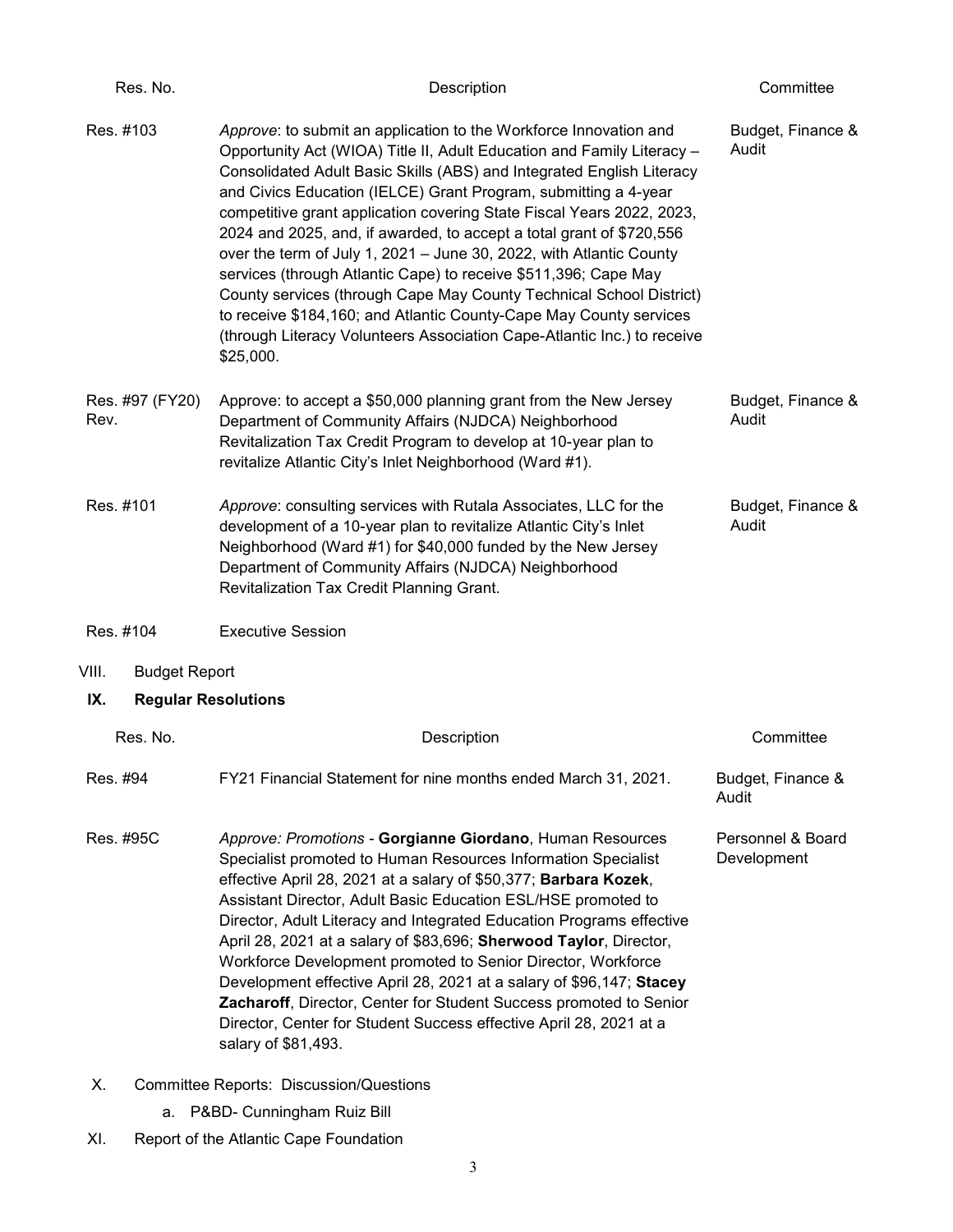| Res. No. | Description | Committee |
|---|---|---|
| Res. #103 | *Approve*: to submit an application to the Workforce Innovation and Opportunity Act (WIOA) Title II, Adult Education and Family Literacy – Consolidated Adult Basic Skills (ABS) and Integrated English Literacy and Civics Education (IELCE) Grant Program, submitting a 4-year competitive grant application covering State Fiscal Years 2022, 2023, 2024 and 2025, and, if awarded, to accept a total grant of $720,556 over the term of July 1, 2021 – June 30, 2022, with Atlantic County services (through Atlantic Cape) to receive $511,396; Cape May County services (through Cape May County Technical School District) to receive $184,160; and Atlantic County-Cape May County services (through Literacy Volunteers Association Cape-Atlantic Inc.) to receive $25,000. | Budget, Finance & Audit |
| Res. #97 (FY20) Rev. | Approve: to accept a $50,000 planning grant from the New Jersey Department of Community Affairs (NJDCA) Neighborhood Revitalization Tax Credit Program to develop at 10-year plan to revitalize Atlantic City's Inlet Neighborhood (Ward #1). | Budget, Finance & Audit |
| Res. #101 | *Approve*: consulting services with Rutala Associates, LLC for the development of a 10-year plan to revitalize Atlantic City's Inlet Neighborhood (Ward #1) for $40,000 funded by the New Jersey Department of Community Affairs (NJDCA) Neighborhood Revitalization Tax Credit Planning Grant. | Budget, Finance & Audit |
| Res. #104 | Executive Session | |

VIII. Budget Report

**IX. Regular Resolutions**

| Res. No. | Description | Committee |
|---|---|---|
| Res. #94 | FY21 Financial Statement for nine months ended March 31, 2021. | Budget, Finance & Audit |
| Res. #95C | *Approve: Promotions* - **Gorgianne Giordano**, Human Resources Specialist promoted to Human Resources Information Specialist effective April 28, 2021 at a salary of $50,377; **Barbara Kozek**, Assistant Director, Adult Basic Education ESL/HSE promoted to Director, Adult Literacy and Integrated Education Programs effective April 28, 2021 at a salary of $83,696; **Sherwood Taylor**, Director, Workforce Development promoted to Senior Director, Workforce Development effective April 28, 2021 at a salary of $96,147; **Stacey Zacharoff**, Director, Center for Student Success promoted to Senior Director, Center for Student Success effective April 28, 2021 at a salary of $81,493. | Personnel & Board Development |

X. Committee Reports: Discussion/Questions

a. P&BD- Cunningham Ruiz Bill

XI. Report of the Atlantic Cape Foundation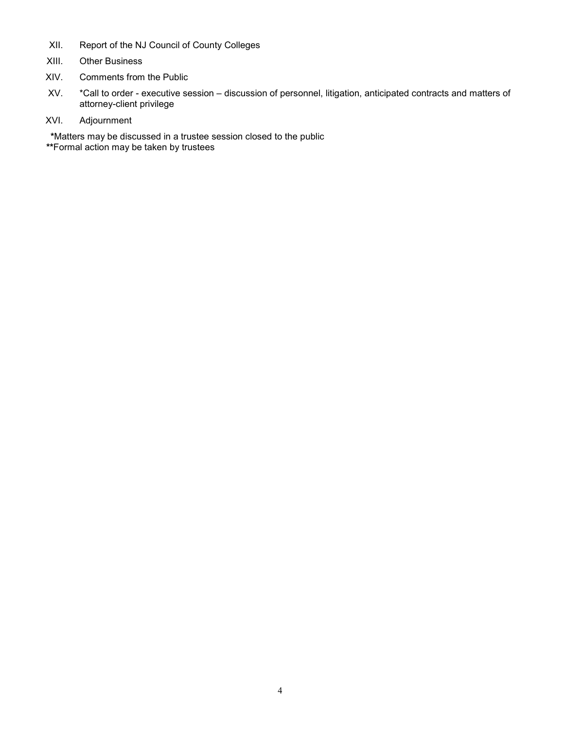XII. Report of the NJ Council of County Colleges

XIII. Other Business

XIV. Comments from the Public

XV. *Call to order - executive session – discussion of personnel, litigation, anticipated contracts and matters of attorney-client privilege

XVI. Adjournment

**\***Matters may be discussed in a trustee session closed to the public

**\*\***Formal action may be taken by trustees